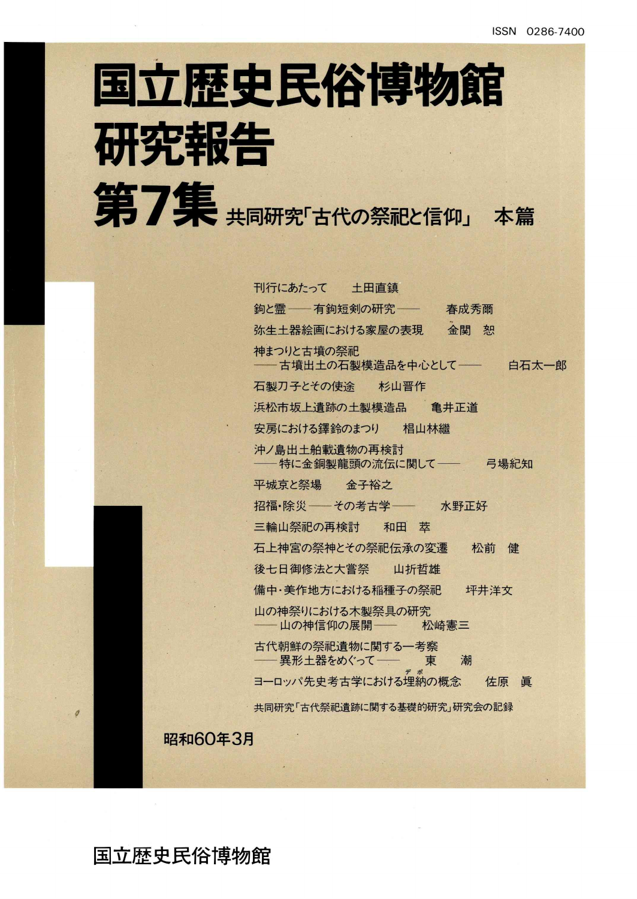ISSN 0286-7400

# 国立歴史民俗博物館研究報告

# 第7集 共同研究「古代の祭祀と信仰」 本篇

- 刊行にあたって　土田直鎮
- 鉤と霊 ── 有鉤短剣の研究 ──　春成秀爾
- 弥生土器絵画における家屋の表現　金関　恕
- 神まつりと古墳の祭祀 ── 古墳出土の石製模造品を中心として ──　白石太一郎
- 石製刀子とその使途　杉山晋作
- 浜松市坂上遺跡の土製模造品　亀井正道
- 安房における鐸鈴のまつり　椙山林繼
- 沖ノ島出土船載遺物の再検討 ── 特に金銅製龍頭の流伝に関して ──　弓場紀知
- 平城京と祭場　金子裕之
- 招福・除災 ── その考古学 ──　水野正好
- 三輪山祭祀の再検討　和田　萃
- 石上神宮の祭神とその祭祀伝承の変遷　松前　健
- 後七日御修法と大嘗祭　山折哲雄
- 備中・美作地方における稲種子の祭祀　坪井洋文
- 山の神祭りにおける木製祭具の研究 ── 山の神信仰の展開 ──　松崎憲三
- 古代朝鮮の祭祀遺物に関する一考察 ── 異形土器をめぐって ──　東　潮
- ヨーロッパ先史考古学における埋納（デポ）の概念　佐原　眞
- 共同研究「古代祭祀遺跡に関する基礎的研究」研究会の記録

昭和60年3月

国立歴史民俗博物館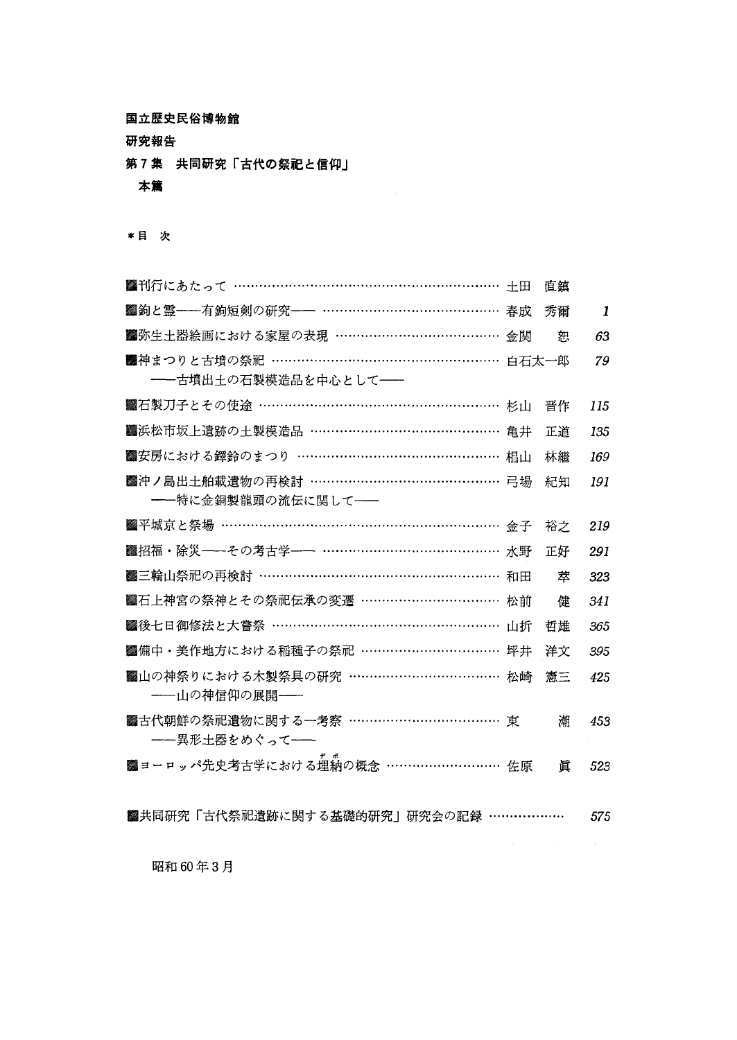**国立歴史民俗博物館**

**研究報告**

**第7集　共同研究「古代の祭祀と信仰」**

**本篇**

**＊目　次**

| | | |
|---|---|---|
| ■刊行にあたって | 土田　直鎮 | |
| ■鉤と霊——有鉤短剣の研究—— | 春成　秀爾 | *1* |
| ■弥生土器絵画における家屋の表現 | 金関　恕 | *63* |
| ■神まつりと古墳の祭祀<br>——古墳出土の石製模造品を中心として—— | 白石太一郎 | *79* |
| ■石製刀子とその使途 | 杉山　晋作 | *115* |
| ■浜松市坂上遺跡の土製模造品 | 亀井　正道 | *135* |
| ■安房における鐸鈴のまつり | 椙山　林継 | *169* |
| ■沖ノ島出土舶載遺物の再検討<br>——特に金銅製龍頭の流伝に関して—— | 弓場　紀知 | *191* |
| ■平城京と祭場 | 金子　裕之 | *219* |
| ■招福・除災——その考古学—— | 水野　正好 | *291* |
| ■三輪山祭祀の再検討 | 和田　萃 | *323* |
| ■石上神宮の祭神とその祭祀伝承の変遷 | 松前　健 | *341* |
| ■後七日御修法と大嘗祭 | 山折　哲雄 | *365* |
| ■備中・美作地方における稲種子の祭祀 | 坪井　洋文 | *395* |
| ■山の神祭りにおける木製祭具の研究<br>——山の神信仰の展開—— | 松崎　憲三 | *425* |
| ■古代朝鮮の祭祀遺物に関する一考察<br>——異形土器をめぐって—— | 東　潮 | *453* |
| ■ヨーロッパ先史考古学における埋納(デポ)の概念 | 佐原　眞 | *523* |
| ■共同研究「古代祭祀遺跡に関する基礎的研究」研究会の記録 | | *575* |

昭和60年3月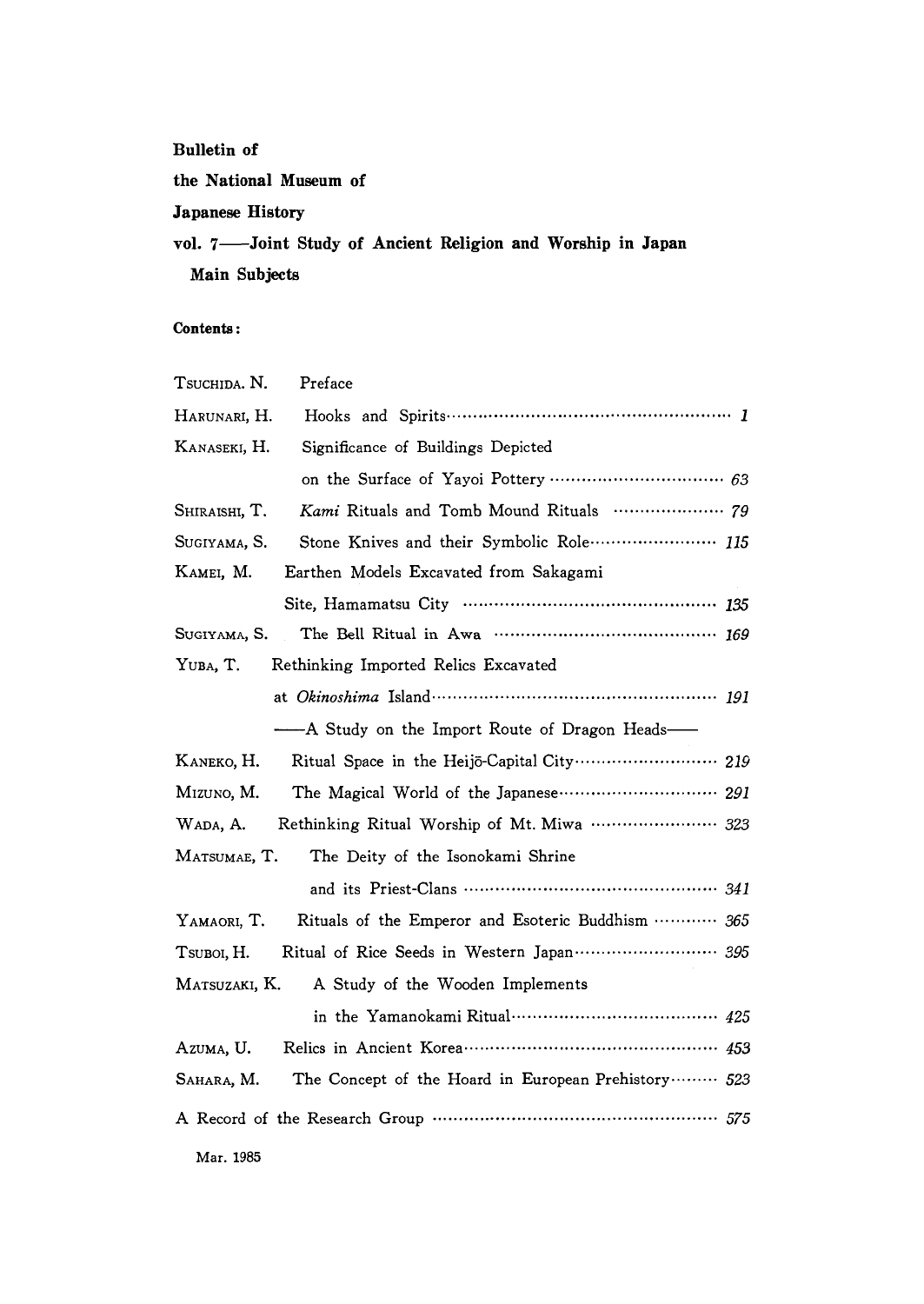**Bulletin of**

**the National Museum of**

**Japanese History**

**vol. 7——Joint Study of Ancient Religion and Worship in Japan**

**Main Subjects**

**Contents:**

| | | |
|---|---|---|
| TSUCHIDA. N. | Preface | |
| HARUNARI, H. | Hooks and Spirits | *1* |
| KANASEKI, H. | Significance of Buildings Depicted on the Surface of Yayoi Pottery | *63* |
| SHIRAISHI, T. | *Kami* Rituals and Tomb Mound Rituals | *79* |
| SUGIYAMA, S. | Stone Knives and their Symbolic Role | *115* |
| KAMEI, M. | Earthen Models Excavated from Sakagami Site, Hamamatsu City | *135* |
| SUGIYAMA, S. | The Bell Ritual in Awa | *169* |
| YUBA, T. | Rethinking Imported Relics Excavated at *Okinoshima* Island ——A Study on the Import Route of Dragon Heads—— | *191* |
| KANEKO, H. | Ritual Space in the Heijō-Capital City | *219* |
| MIZUNO, M. | The Magical World of the Japanese | *291* |
| WADA, A. | Rethinking Ritual Worship of Mt. Miwa | *323* |
| MATSUMAE, T. | The Deity of the Isonokami Shrine and its Priest-Clans | *341* |
| YAMAORI, T. | Rituals of the Emperor and Esoteric Buddhism | *365* |
| TSUBOI, H. | Ritual of Rice Seeds in Western Japan | *395* |
| MATSUZAKI, K. | A Study of the Wooden Implements in the Yamanokami Ritual | *425* |
| AZUMA, U. | Relics in Ancient Korea | *453* |
| SAHARA, M. | The Concept of the Hoard in European Prehistory | *523* |
| A Record of the Research Group | | *575* |

Mar. 1985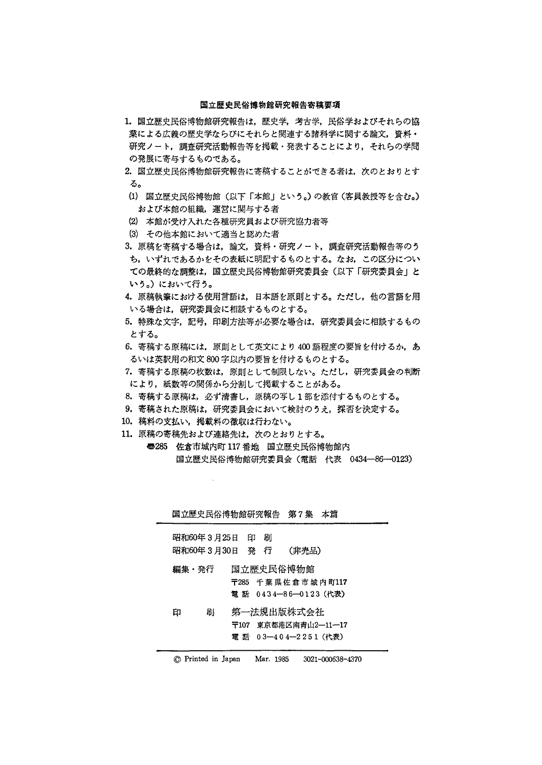## 国立歴史民俗博物館研究報告寄稿要項

1. 国立歴史民俗博物館研究報告は，歴史学，考古学，民俗学およびそれらの協業による広義の歴史学ならびにそれらと関連する諸科学に関する論文，資料・研究ノート，調査研究活動報告等を掲載・発表することにより，それらの学問の発展に寄与するものである。
2. 国立歴史民俗博物館研究報告に寄稿することができる者は，次のとおりとする。
   (1) 国立歴史民俗博物館（以下「本館」という。）の教官（客員教授等を含む。）および本館の組織，運営に関与する者
   (2) 本館が受け入れた各種研究員および研究協力者等
   (3) その他本館において適当と認めた者
3. 原稿を寄稿する場合は，論文，資料・研究ノート，調査研究活動報告等のうち，いずれであるかをその表紙に明記するものとする。なお，この区分についての最終的な調整は，国立歴史民俗博物館研究委員会（以下「研究委員会」という。）において行う。
4. 原稿執筆における使用言語は，日本語を原則とする。ただし，他の言語を用いる場合は，研究委員会に相談するものとする。
5. 特殊な文字，記号，印刷方法等が必要な場合は，研究委員会に相談するものとする。
6. 寄稿する原稿には，原則として英文により400語程度の要旨を付けるか，あるいは英訳用の和文800字以内の要旨を付けるものとする。
7. 寄稿する原稿の枚数は，原則として制限しない。ただし，研究委員会の判断により，紙数等の関係から分割して掲載することがある。
8. 寄稿する原稿は，必ず清書し，原稿の写し1部を添付するものとする。
9. 寄稿された原稿は，研究委員会において検討のうえ，採否を決定する。
10. 稿料の支払い，掲載料の徴収は行わない。
11. 原稿の寄稿先および連絡先は，次のとおりとする。

〒285 佐倉市城内町117番地 国立歴史民俗博物館内
国立歴史民俗博物館研究委員会（電話 代表 0434—86—0123）

---

国立歴史民俗博物館研究報告 第7集 本篇

昭和60年3月25日 印 刷
昭和60年3月30日 発 行 （非売品）

編集・発行 国立歴史民俗博物館
〒285 千葉県佐倉市城内町117
電 話 0434—86—0123（代表）

印 刷 第一法規出版株式会社
〒107 東京都港区南青山2—11—17
電 話 03—404—2251（代表）

© Printed in Japan Mar. 1985 3021-000638-4370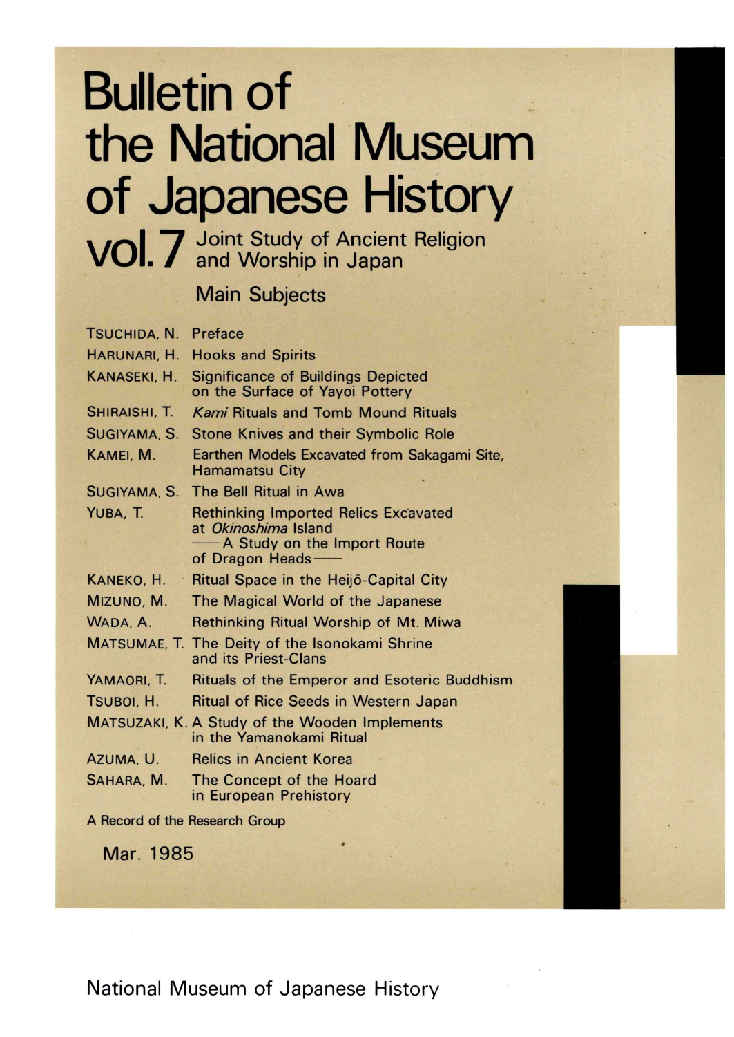# Bulletin of the National Museum of Japanese History

## vol. 7 Joint Study of Ancient Religion and Worship in Japan

### Main Subjects

| | |
|---|---|
| TSUCHIDA, N. | Preface |
| HARUNARI, H. | Hooks and Spirits |
| KANASEKI, H. | Significance of Buildings Depicted on the Surface of Yayoi Pottery |
| SHIRAISHI, T. | *Kami* Rituals and Tomb Mound Rituals |
| SUGIYAMA, S. | Stone Knives and their Symbolic Role |
| KAMEI, M. | Earthen Models Excavated from Sakagami Site, Hamamatsu City |
| SUGIYAMA, S. | The Bell Ritual in Awa |
| YUBA, T. | Rethinking Imported Relics Excavated at *Okinoshima* Island ——A Study on the Import Route of Dragon Heads—— |
| KANEKO, H. | Ritual Space in the Heijō-Capital City |
| MIZUNO, M. | The Magical World of the Japanese |
| WADA, A. | Rethinking Ritual Worship of Mt. Miwa |
| MATSUMAE, T. | The Deity of the Isonokami Shrine and its Priest-Clans |
| YAMAORI, T. | Rituals of the Emperor and Esoteric Buddhism |
| TSUBOI, H. | Ritual of Rice Seeds in Western Japan |
| MATSUZAKI, K. | A Study of the Wooden Implements in the Yamanokami Ritual |
| AZUMA, U. | Relics in Ancient Korea |
| SAHARA, M. | The Concept of the Hoard in European Prehistory |

A Record of the Research Group

Mar. 1985

National Museum of Japanese History